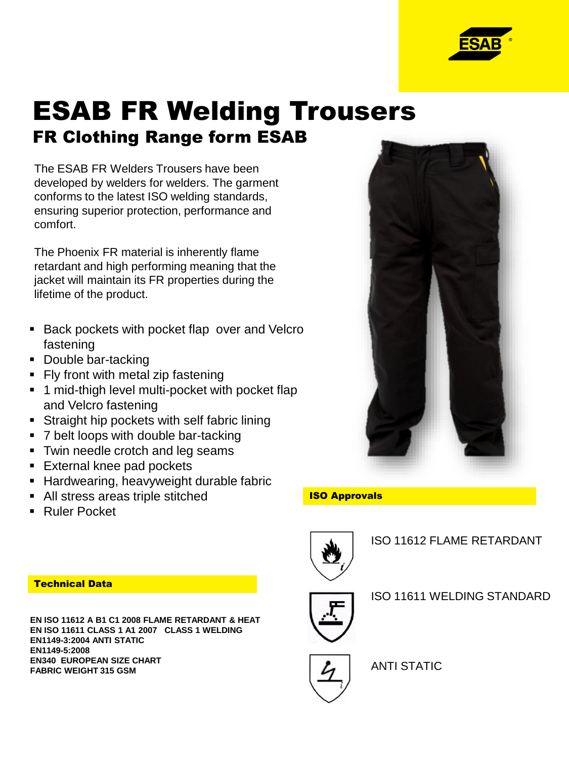# ESAB FR Welding Trousers

## FR Clothing Range form ESAB

The ESAB FR Welders Trousers have been developed by welders for welders. The garment conforms to the latest ISO welding standards, ensuring superior protection, performance and comfort.

The Phoenix FR material is inherently flame retardant and high performing meaning that the jacket will maintain its FR properties during the lifetime of the product.

- Back pockets with pocket flap over and Velcro fastening
- Double bar-tacking
- Fly front with metal zip fastening
- 1 mid-thigh level multi-pocket with pocket flap and Velcro fastening
- Straight hip pockets with self fabric lining
- 7 belt loops with double bar-tacking
- Twin needle crotch and leg seams
- External knee pad pockets
- Hardwearing, heavyweight durable fabric
- All stress areas triple stitched
- Ruler Pocket

### Technical Data

**EN ISO 11612 A B1 C1 2008 FLAME RETARDANT & HEAT**
**EN ISO 11611 CLASS 1 A1 2007 CLASS 1 WELDING**
**EN1149-3:2004 ANTI STATIC**
**EN1149-5:2008**
**EN340 EUROPEAN SIZE CHART**
**FABRIC WEIGHT 315 GSM**

### ISO Approvals

ISO 11612 FLAME RETARDANT

ISO 11611 WELDING STANDARD

ANTI STATIC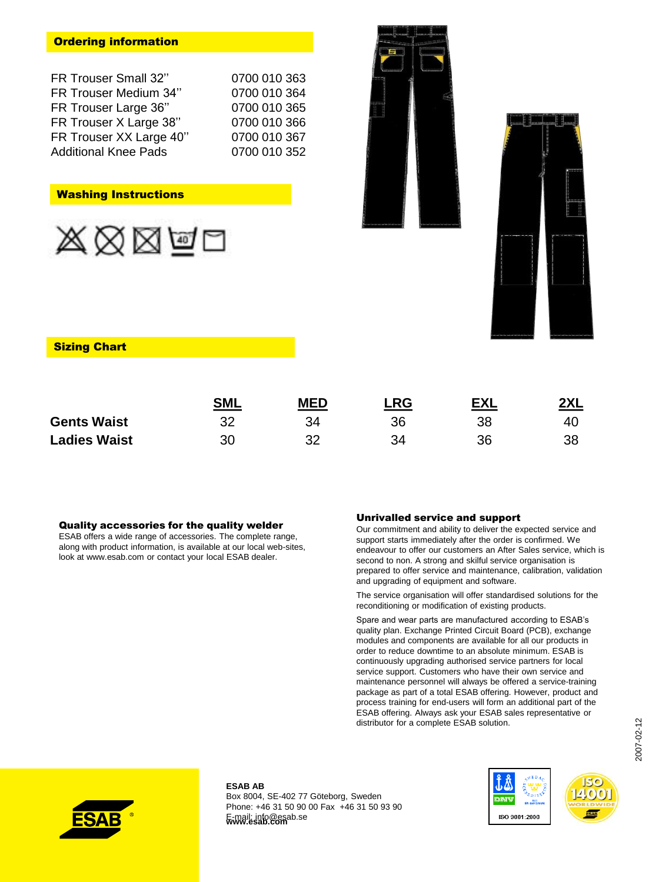## Ordering information

| | |
|---|---|
| FR Trouser Small 32'' | 0700 010 363 |
| FR Trouser Medium 34'' | 0700 010 364 |
| FR Trouser Large 36'' | 0700 010 365 |
| FR Trouser X Large 38'' | 0700 010 366 |
| FR Trouser XX Large 40'' | 0700 010 367 |
| Additional Knee Pads | 0700 010 352 |

## Washing Instructions

## Sizing Chart

| | SML | MED | LRG | EXL | 2XL |
|---|---|---|---|---|---|
| **Gents Waist** | 32 | 34 | 36 | 38 | 40 |
| **Ladies Waist** | 30 | 32 | 34 | 36 | 38 |

### Quality accessories for the quality welder

ESAB offers a wide range of accessories. The complete range, along with product information, is available at our local web-sites, look at www.esab.com or contact your local ESAB dealer.

### Unrivalled service and support

Our commitment and ability to deliver the expected service and support starts immediately after the order is confirmed. We endeavour to offer our customers an After Sales service, which is second to non. A strong and skilful service organisation is prepared to offer service and maintenance, calibration, validation and upgrading of equipment and software.

The service organisation will offer standardised solutions for the reconditioning or modification of existing products.

Spare and wear parts are manufactured according to ESAB's quality plan. Exchange Printed Circuit Board (PCB), exchange modules and components are available for all our products in order to reduce downtime to an absolute minimum. ESAB is continuously upgrading authorised service partners for local service support. Customers who have their own service and maintenance personnel will always be offered a service-training package as part of a total ESAB offering. However, product and process training for end-users will form an additional part of the ESAB offering. Always ask your ESAB sales representative or distributor for a complete ESAB solution.

2007-02-12

**ESAB AB**
Box 8004, SE-402 77 Göteborg, Sweden
Phone: +46 31 50 90 00 Fax +46 31 50 93 90
E-mail: info@esab.se
**www.esab.com**

ISO 9001:2000

ISO 14001 WORLDWIDE